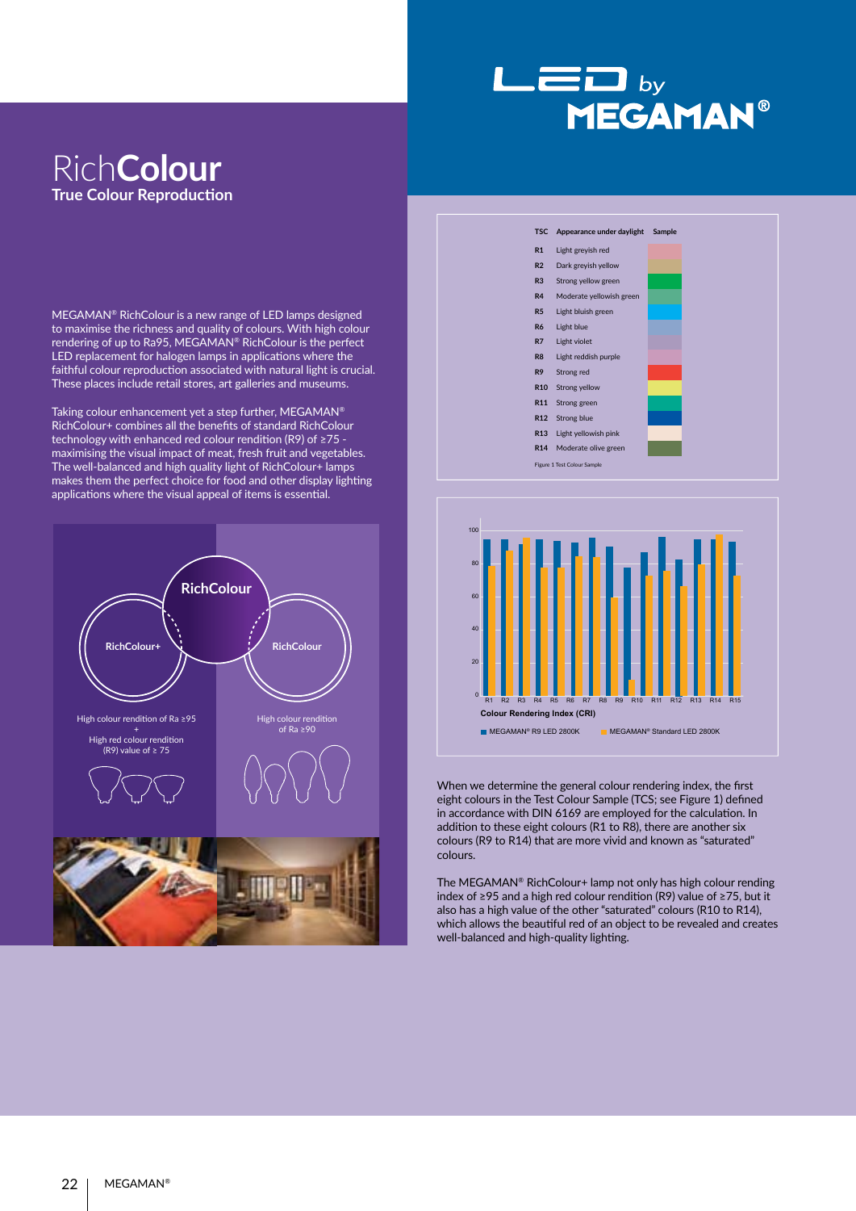# RichColour

## True Colour Reproduction

MEGAMAN® RichColour is a new range of LED lamps designed to maximise the richness and quality of colours. With high colour rendering of up to Ra95, MEGAMAN® RichColour is the perfect LED replacement for halogen lamps in applications where the faithful colour reproduction associated with natural light is crucial. These places include retail stores, art galleries and museums.

Taking colour enhancement yet a step further, MEGAMAN® RichColour+ combines all the benefits of standard RichColour technology with enhanced red colour rendition (R9) of ≥75 - maximising the visual impact of meat, fresh fruit and vegetables. The well-balanced and high quality light of RichColour+ lamps makes them the perfect choice for food and other display lighting applications where the visual appeal of items is essential.

**RichColour**

**RichColour+**

High colour rendition of Ra ≥95
+
High red colour rendition (R9) value of ≥ 75

**RichColour**

High colour rendition of Ra ≥90

| TSC | Appearance under daylight | Sample |
|---|---|---|
| R1 | Light greyish red | |
| R2 | Dark greyish yellow | |
| R3 | Strong yellow green | |
| R4 | Moderate yellowish green | |
| R5 | Light bluish green | |
| R6 | Light blue | |
| R7 | Light violet | |
| R8 | Light reddish purple | |
| R9 | Strong red | |
| R10 | Strong yellow | |
| R11 | Strong green | |
| R12 | Strong blue | |
| R13 | Light yellowish pink | |
| R14 | Moderate olive green | |

Figure 1 Test Colour Sample

Colour Rendering Index (CRI)

MEGAMAN® R9 LED 2800K — MEGAMAN® Standard LED 2800K

When we determine the general colour rendering index, the first eight colours in the Test Colour Sample (TCS; see Figure 1) defined in accordance with DIN 6169 are employed for the calculation. In addition to these eight colours (R1 to R8), there are another six colours (R9 to R14) that are more vivid and known as "saturated" colours.

The MEGAMAN® RichColour+ lamp not only has high colour rending index of ≥95 and a high red colour rendition (R9) value of ≥75, but it also has a high value of the other "saturated" colours (R10 to R14), which allows the beautiful red of an object to be revealed and creates well-balanced and high-quality lighting.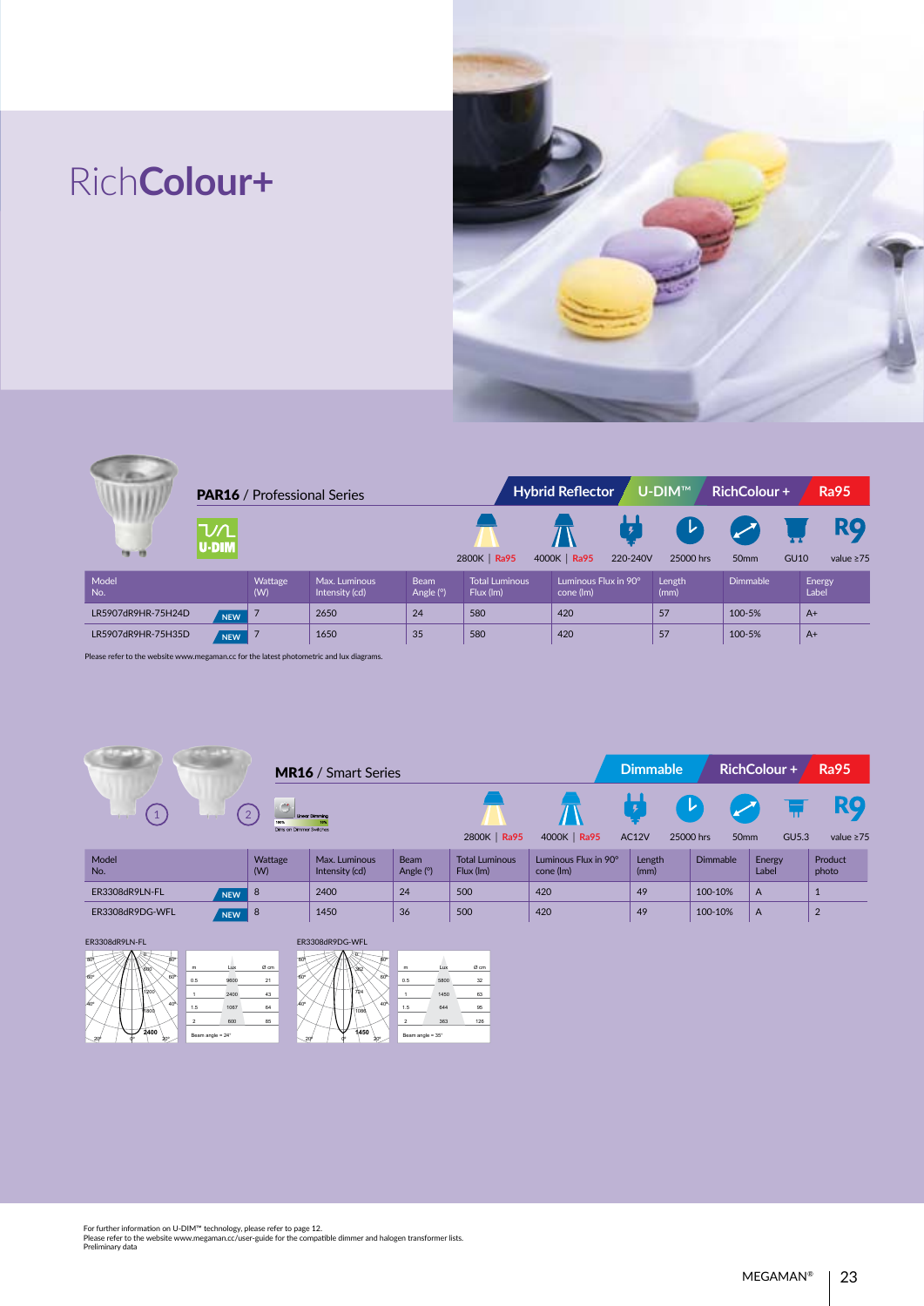# Rich**Colour+**

## **PAR16** / Professional Series

Hybrid Reflector | U-DIM™ | RichColour + | Ra95

U-DIM

2800K | Ra95 — 4000K | Ra95 — 220-240V — 25000 hrs — 50mm — GU10 — R9 value ≥75

| Model No. | | Wattage (W) | Max. Luminous Intensity (cd) | Beam Angle (°) | Total Luminous Flux (lm) | Luminous Flux in 90° cone (lm) | Length (mm) | Dimmable | Energy Label |
|---|---|---|---|---|---|---|---|---|---|
| LR5907dR9HR-75H24D | NEW | 7 | 2650 | 24 | 580 | 420 | 57 | 100-5% | A+ |
| LR5907dR9HR-75H35D | NEW | 7 | 1650 | 35 | 580 | 420 | 57 | 100-5% | A+ |

Please refer to the website www.megaman.cc for the latest photometric and lux diagrams.

## **MR16** / Smart Series

Dimmable | RichColour + | Ra95

Linear Dimming — 100% / 10% — Dims on Dimmer Switches

2800K | Ra95 — 4000K | Ra95 — AC12V — 25000 hrs — 50mm — GU5.3 — R9 value ≥75

| Model No. | | Wattage (W) | Max. Luminous Intensity (cd) | Beam Angle (°) | Total Luminous Flux (lm) | Luminous Flux in 90° cone (lm) | Length (mm) | Dimmable | Energy Label | Product photo |
|---|---|---|---|---|---|---|---|---|---|---|
| ER3308dR9LN-FL | NEW | 8 | 2400 | 24 | 500 | 420 | 49 | 100-10% | A | 1 |
| ER3308dR9DG-WFL | NEW | 8 | 1450 | 36 | 500 | 420 | 49 | 100-10% | A | 2 |

ER3308dR9LN-FL

| m | Lux | Ø cm |
|---|---|---|
| 0.5 | 9600 | 21 |
| 1 | 2400 | 43 |
| 1.5 | 1067 | 64 |
| 2 | 600 | 85 |

Beam angle = 24°

ER3308dR9DG-WFL

| m | Lux | Ø cm |
|---|---|---|
| 0.5 | 5800 | 32 |
| 1 | 1450 | 63 |
| 1.5 | 644 | 95 |
| 2 | 363 | 126 |

Beam angle = 35°

For further information on U-DIM™ technology, please refer to page 12.
Please refer to the website www.megaman.cc/user-guide for the compatible dimmer and halogen transformer lists.
Preliminary data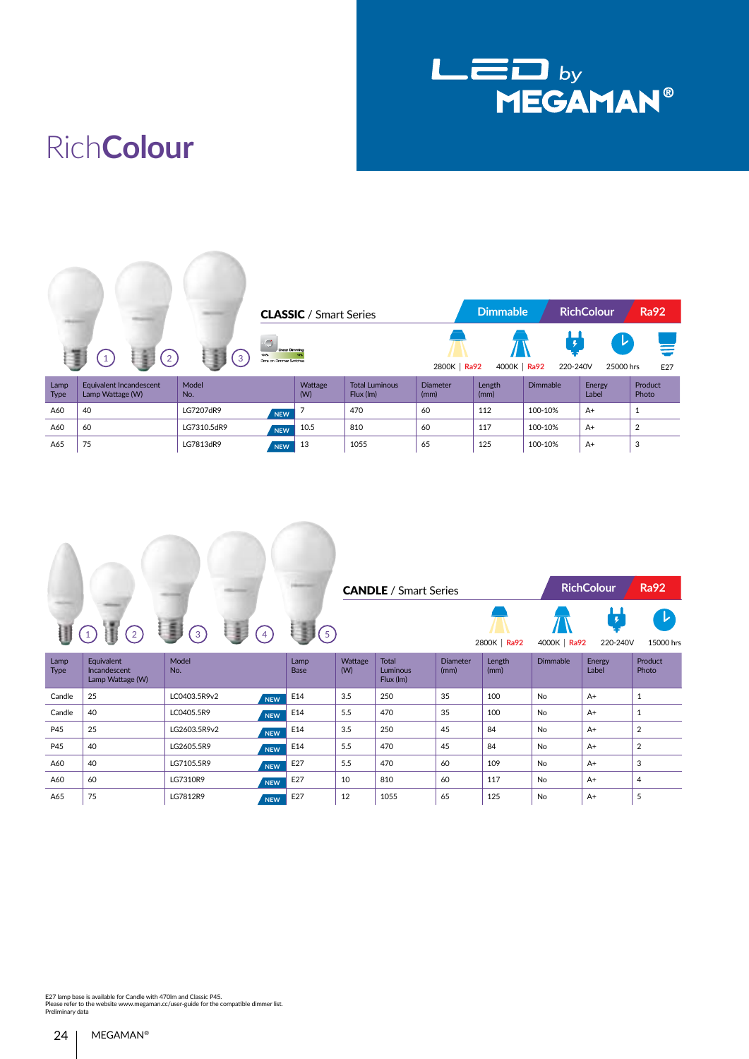# LED by MEGAMAN®

# RichColour

## CLASSIC / Smart Series

Dimmable | RichColour | Ra92

Linear Dimming 100% – 10% Dims on Dimmer Switches

2800K | Ra92 — 4000K | Ra92 — 220-240V — 25000 hrs — E27

| Lamp Type | Equivalent Incandescent Lamp Wattage (W) | Model No. | Wattage (W) | Total Luminous Flux (lm) | Diameter (mm) | Length (mm) | Dimmable | Energy Label | Product Photo |
|---|---|---|---|---|---|---|---|---|---|
| A60 | 40 | LG7207dR9 NEW | 7 | 470 | 60 | 112 | 100-10% | A+ | 1 |
| A60 | 60 | LG7310.5dR9 NEW | 10.5 | 810 | 60 | 117 | 100-10% | A+ | 2 |
| A65 | 75 | LG7813dR9 NEW | 13 | 1055 | 65 | 125 | 100-10% | A+ | 3 |

## CANDLE / Smart Series

RichColour | Ra92

2800K | Ra92 — 4000K | Ra92 — 220-240V — 15000 hrs

| Lamp Type | Equivalent Incandescent Lamp Wattage (W) | Model No. | Lamp Base | Wattage (W) | Total Luminous Flux (lm) | Diameter (mm) | Length (mm) | Dimmable | Energy Label | Product Photo |
|---|---|---|---|---|---|---|---|---|---|---|
| Candle | 25 | LC0403.5R9v2 NEW | E14 | 3.5 | 250 | 35 | 100 | No | A+ | 1 |
| Candle | 40 | LC0405.5R9 NEW | E14 | 5.5 | 470 | 35 | 100 | No | A+ | 1 |
| P45 | 25 | LG2603.5R9v2 NEW | E14 | 3.5 | 250 | 45 | 84 | No | A+ | 2 |
| P45 | 40 | LG2605.5R9 NEW | E14 | 5.5 | 470 | 45 | 84 | No | A+ | 2 |
| A60 | 40 | LG7105.5R9 NEW | E27 | 5.5 | 470 | 60 | 109 | No | A+ | 3 |
| A60 | 60 | LG7310R9 NEW | E27 | 10 | 810 | 60 | 117 | No | A+ | 4 |
| A65 | 75 | LG7812R9 NEW | E27 | 12 | 1055 | 65 | 125 | No | A+ | 5 |

E27 lamp base is available for Candle with 470lm and Classic P45.
Please refer to the website www.megaman.cc/user-guide for the compatible dimmer list.
Preliminary data